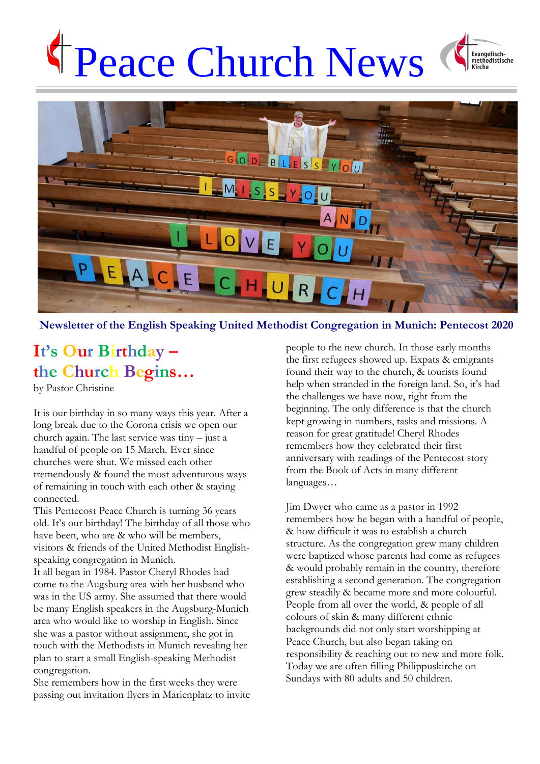# Peace Church News

Evangelisch-methodistische Kirche

**Newsletter of the English Speaking United Methodist Congregation in Munich: Pentecost 2020**

## It's Our Birthday – the Church Begins…

by Pastor Christine

It is our birthday in so many ways this year. After a long break due to the Corona crisis we open our church again. The last service was tiny – just a handful of people on 15 March. Ever since churches were shut. We missed each other tremendously & found the most adventurous ways of remaining in touch with each other & staying connected.

This Pentecost Peace Church is turning 36 years old. It's our birthday! The birthday of all those who have been, who are & who will be members, visitors & friends of the United Methodist English-speaking congregation in Munich.

It all began in 1984. Pastor Cheryl Rhodes had come to the Augsburg area with her husband who was in the US army. She assumed that there would be many English speakers in the Augsburg-Munich area who would like to worship in English. Since she was a pastor without assignment, she got in touch with the Methodists in Munich revealing her plan to start a small English-speaking Methodist congregation.

She remembers how in the first weeks they were passing out invitation flyers in Marienplatz to invite people to the new church. In those early months the first refugees showed up. Expats & emigrants found their way to the church, & tourists found help when stranded in the foreign land. So, it's had the challenges we have now, right from the beginning. The only difference is that the church kept growing in numbers, tasks and missions. A reason for great gratitude! Cheryl Rhodes remembers how they celebrated their first anniversary with readings of the Pentecost story from the Book of Acts in many different languages…

Jim Dwyer who came as a pastor in 1992 remembers how he began with a handful of people, & how difficult it was to establish a church structure. As the congregation grew many children were baptized whose parents had come as refugees & would probably remain in the country, therefore establishing a second generation. The congregation grew steadily & became more and more colourful. People from all over the world, & people of all colours of skin & many different ethnic backgrounds did not only start worshipping at Peace Church, but also began taking on responsibility & reaching out to new and more folk. Today we are often filling Philippuskirche on Sundays with 80 adults and 50 children.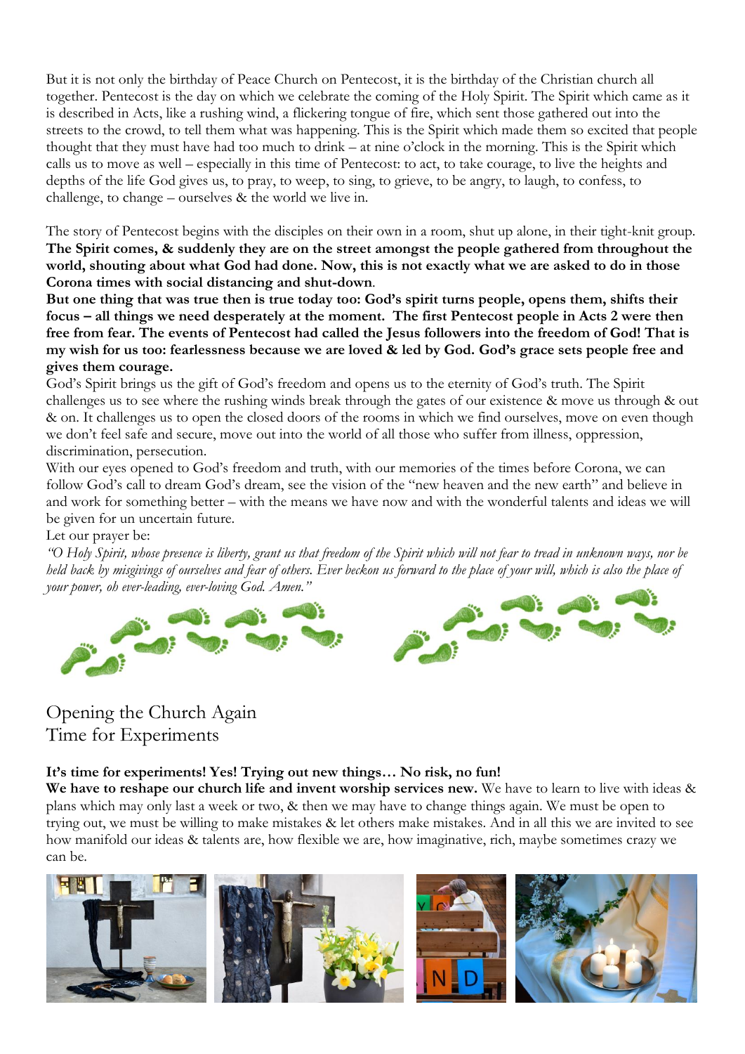But it is not only the birthday of Peace Church on Pentecost, it is the birthday of the Christian church all together. Pentecost is the day on which we celebrate the coming of the Holy Spirit. The Spirit which came as it is described in Acts, like a rushing wind, a flickering tongue of fire, which sent those gathered out into the streets to the crowd, to tell them what was happening. This is the Spirit which made them so excited that people thought that they must have had too much to drink – at nine o'clock in the morning. This is the Spirit which calls us to move as well – especially in this time of Pentecost: to act, to take courage, to live the heights and depths of the life God gives us, to pray, to weep, to sing, to grieve, to be angry, to laugh, to confess, to challenge, to change – ourselves & the world we live in.

The story of Pentecost begins with the disciples on their own in a room, shut up alone, in their tight-knit group. **The Spirit comes, & suddenly they are on the street amongst the people gathered from throughout the world, shouting about what God had done. Now, this is not exactly what we are asked to do in those Corona times with social distancing and shut-down**.

**But one thing that was true then is true today too: God's spirit turns people, opens them, shifts their focus – all things we need desperately at the moment. The first Pentecost people in Acts 2 were then free from fear. The events of Pentecost had called the Jesus followers into the freedom of God! That is my wish for us too: fearlessness because we are loved & led by God. God's grace sets people free and gives them courage.**

God's Spirit brings us the gift of God's freedom and opens us to the eternity of God's truth. The Spirit challenges us to see where the rushing winds break through the gates of our existence & move us through & out & on. It challenges us to open the closed doors of the rooms in which we find ourselves, move on even though we don't feel safe and secure, move out into the world of all those who suffer from illness, oppression, discrimination, persecution.

With our eyes opened to God's freedom and truth, with our memories of the times before Corona, we can follow God's call to dream God's dream, see the vision of the "new heaven and the new earth" and believe in and work for something better – with the means we have now and with the wonderful talents and ideas we will be given for un uncertain future.

Let our prayer be:

*"O Holy Spirit, whose presence is liberty, grant us that freedom of the Spirit which will not fear to tread in unknown ways, nor be held back by misgivings of ourselves and fear of others. Ever beckon us forward to the place of your will, which is also the place of your power, oh ever-leading, ever-loving God. Amen."*

## Opening the Church Again
## Time for Experiments

**It's time for experiments! Yes! Trying out new things… No risk, no fun!**

**We have to reshape our church life and invent worship services new.** We have to learn to live with ideas & plans which may only last a week or two, & then we may have to change things again. We must be open to trying out, we must be willing to make mistakes & let others make mistakes. And in all this we are invited to see how manifold our ideas & talents are, how flexible we are, how imaginative, rich, maybe sometimes crazy we can be.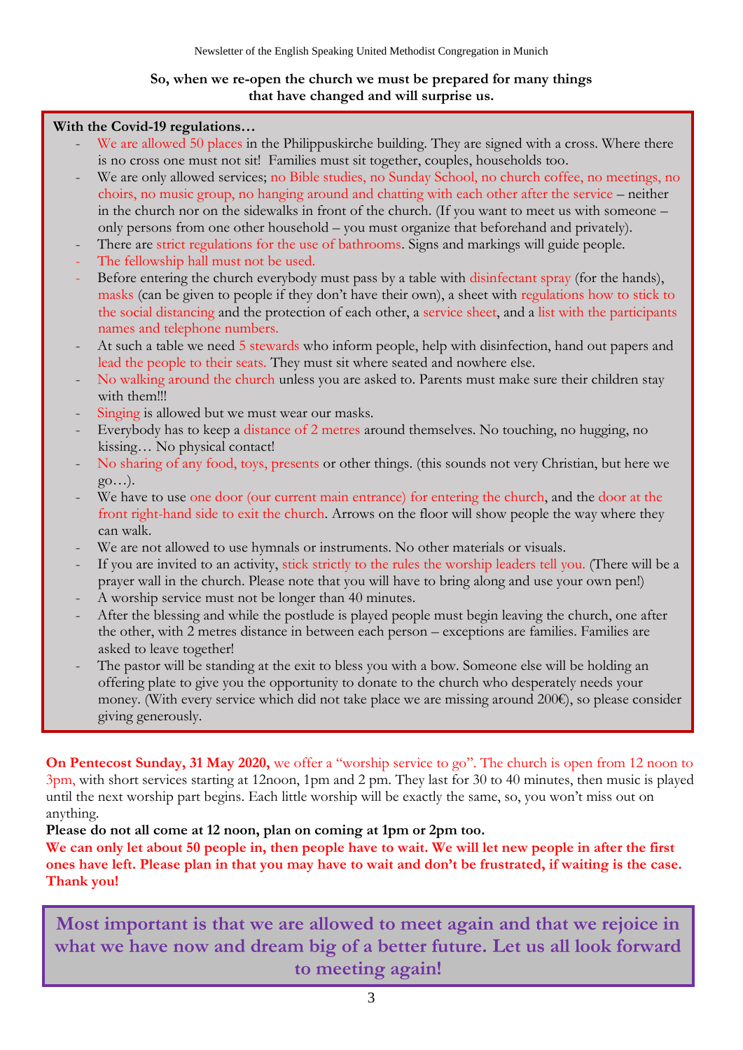**So, when we re-open the church we must be prepared for many things that have changed and will surprise us.**

**With the Covid-19 regulations…**

- We are allowed 50 places in the Philippuskirche building. They are signed with a cross. Where there is no cross one must not sit! Families must sit together, couples, households too.
- We are only allowed services; no Bible studies, no Sunday School, no church coffee, no meetings, no choirs, no music group, no hanging around and chatting with each other after the service – neither in the church nor on the sidewalks in front of the church. (If you want to meet us with someone – only persons from one other household – you must organize that beforehand and privately).
- There are strict regulations for the use of bathrooms. Signs and markings will guide people.
- The fellowship hall must not be used.
- Before entering the church everybody must pass by a table with disinfectant spray (for the hands), masks (can be given to people if they don't have their own), a sheet with regulations how to stick to the social distancing and the protection of each other, a service sheet, and a list with the participants names and telephone numbers.
- At such a table we need 5 stewards who inform people, help with disinfection, hand out papers and lead the people to their seats. They must sit where seated and nowhere else.
- No walking around the church unless you are asked to. Parents must make sure their children stay with them!!!
- Singing is allowed but we must wear our masks.
- Everybody has to keep a distance of 2 metres around themselves. No touching, no hugging, no kissing… No physical contact!
- No sharing of any food, toys, presents or other things. (this sounds not very Christian, but here we go…).
- We have to use one door (our current main entrance) for entering the church, and the door at the front right-hand side to exit the church. Arrows on the floor will show people the way where they can walk.
- We are not allowed to use hymnals or instruments. No other materials or visuals.
- If you are invited to an activity, stick strictly to the rules the worship leaders tell you. (There will be a prayer wall in the church. Please note that you will have to bring along and use your own pen!)
- A worship service must not be longer than 40 minutes.
- After the blessing and while the postlude is played people must begin leaving the church, one after the other, with 2 metres distance in between each person – exceptions are families. Families are asked to leave together!
- The pastor will be standing at the exit to bless you with a bow. Someone else will be holding an offering plate to give you the opportunity to donate to the church who desperately needs your money. (With every service which did not take place we are missing around 200€), so please consider giving generously.

**On Pentecost Sunday, 31 May 2020,** we offer a "worship service to go". The church is open from 12 noon to 3pm, with short services starting at 12noon, 1pm and 2 pm. They last for 30 to 40 minutes, then music is played until the next worship part begins. Each little worship will be exactly the same, so, you won't miss out on anything.

**Please do not all come at 12 noon, plan on coming at 1pm or 2pm too.**

**We can only let about 50 people in, then people have to wait. We will let new people in after the first ones have left. Please plan in that you may have to wait and don't be frustrated, if waiting is the case. Thank you!**

**Most important is that we are allowed to meet again and that we rejoice in what we have now and dream big of a better future. Let us all look forward to meeting again!**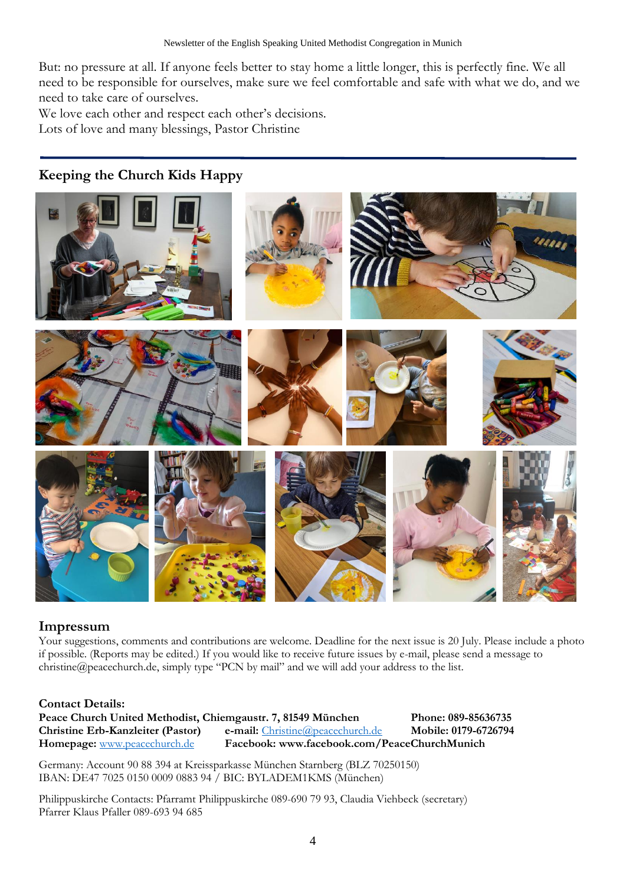But: no pressure at all. If anyone feels better to stay home a little longer, this is perfectly fine. We all need to be responsible for ourselves, make sure we feel comfortable and safe with what we do, and we need to take care of ourselves.
We love each other and respect each other's decisions.
Lots of love and many blessings, Pastor Christine

---

## Keeping the Church Kids Happy

## Impressum

Your suggestions, comments and contributions are welcome. Deadline for the next issue is 20 July. Please include a photo if possible. (Reports may be edited.) If you would like to receive future issues by e-mail, please send a message to christine@peacechurch.de, simply type "PCN by mail" and we will add your address to the list.

**Contact Details:**
**Peace Church United Methodist, Chiemgaustr. 7, 81549 München** **Phone: 089-85636735**
**Christine Erb-Kanzleiter (Pastor)** **e-mail:** Christine@peacechurch.de **Mobile: 0179-6726794**
**Homepage:** www.peacechurch.de **Facebook: www.facebook.com/PeaceChurchMunich**

Germany: Account 90 88 394 at Kreissparkasse München Starnberg (BLZ 70250150)
IBAN: DE47 7025 0150 0009 0883 94 / BIC: BYLADEM1KMS (München)

Philippuskirche Contacts: Pfarramt Philippuskirche 089-690 79 93, Claudia Viehbeck (secretary)
Pfarrer Klaus Pfaller 089-693 94 685